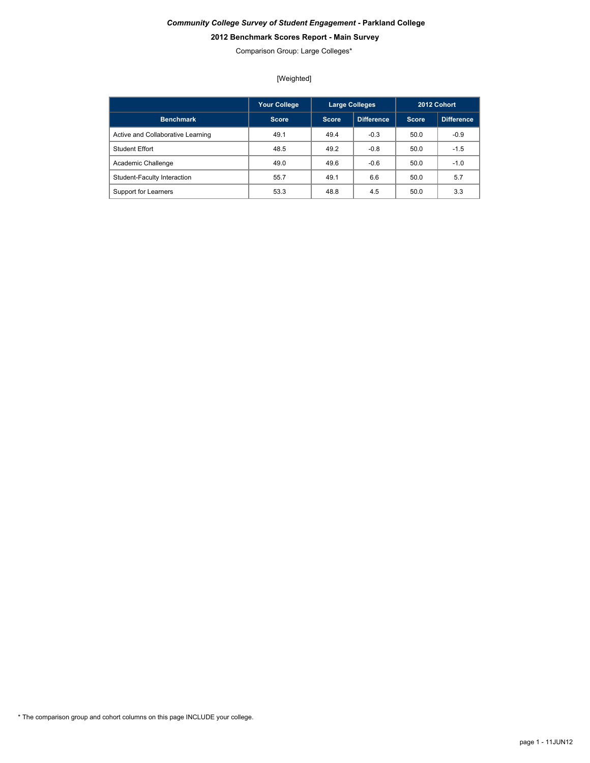***Community College Survey of Student Engagement*** **- Parkland College**

**2012 Benchmark Scores Report - Main Survey**

Comparison Group: Large Colleges*

[Weighted]

| | Your College | Large Colleges | | 2012 Cohort | |
|---|---|---|---|---|---|
| **Benchmark** | **Score** | **Score** | **Difference** | **Score** | **Difference** |
| Active and Collaborative Learning | 49.1 | 49.4 | -0.3 | 50.0 | -0.9 |
| Student Effort | 48.5 | 49.2 | -0.8 | 50.0 | -1.5 |
| Academic Challenge | 49.0 | 49.6 | -0.6 | 50.0 | -1.0 |
| Student-Faculty Interaction | 55.7 | 49.1 | 6.6 | 50.0 | 5.7 |
| Support for Learners | 53.3 | 48.8 | 4.5 | 50.0 | 3.3 |

* The comparison group and cohort columns on this page INCLUDE your college.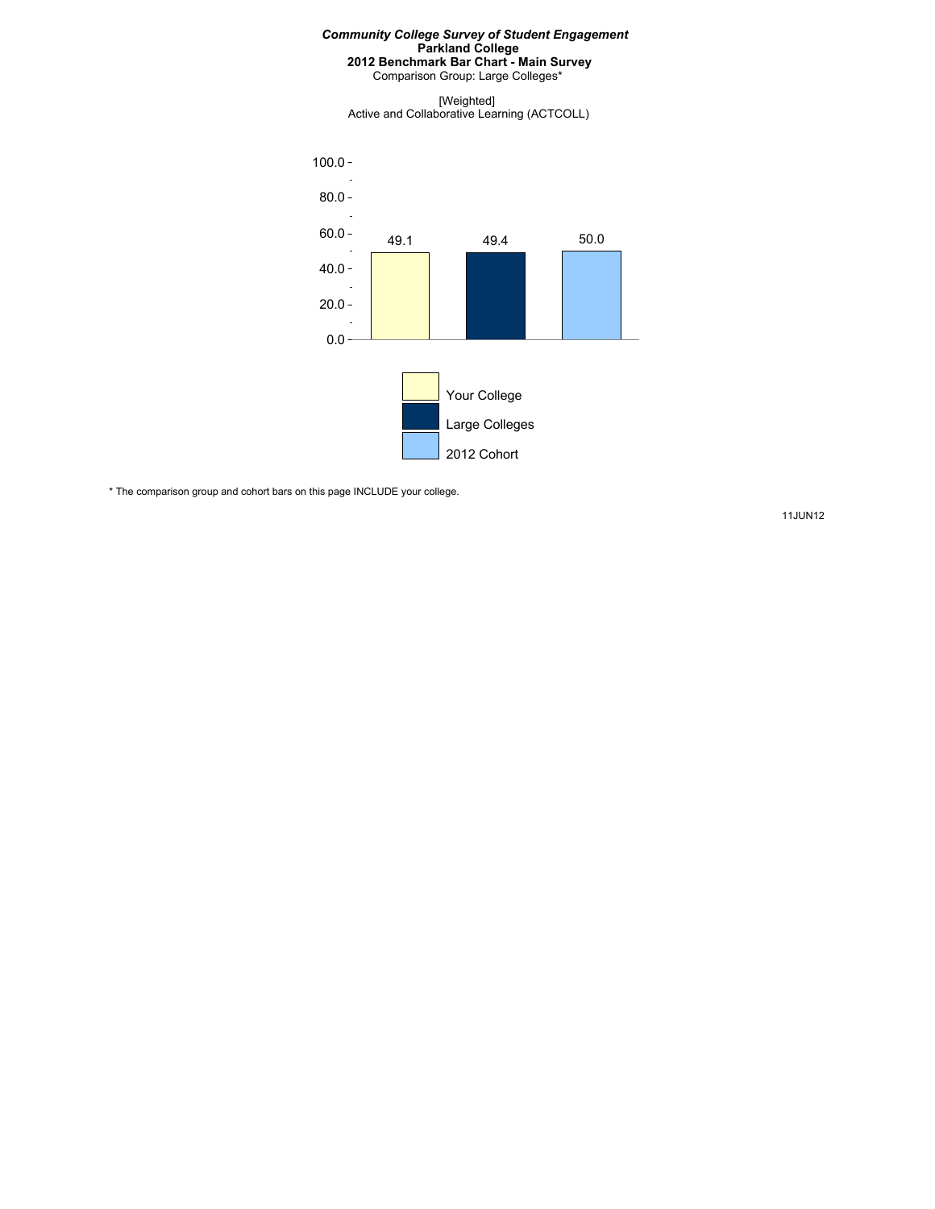***Community College Survey of Student Engagement***
**Parkland College**
**2012 Benchmark Bar Chart - Main Survey**
Comparison Group: Large Colleges*

[Weighted]
Active and Collaborative Learning (ACTCOLL)

| Your College | Large Colleges | 2012 Cohort |
| --- | --- | --- |
| 49.1 | 49.4 | 50.0 |

* The comparison group and cohort bars on this page INCLUDE your college.

11JUN12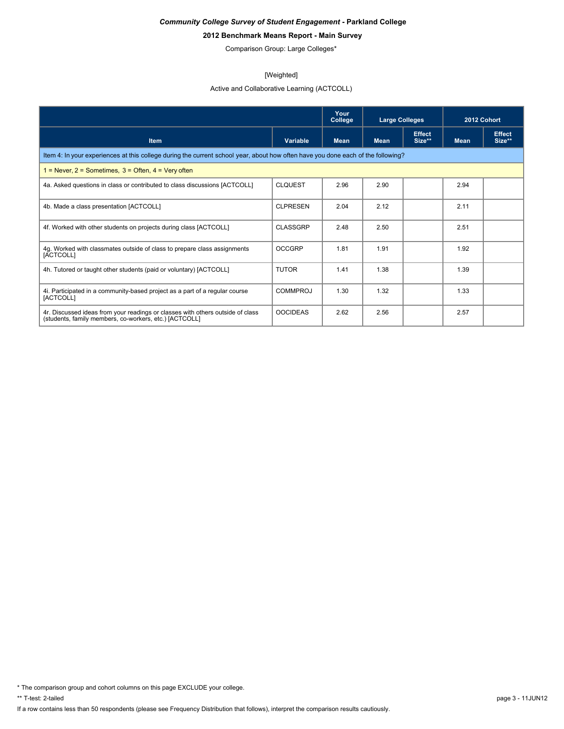***Community College Survey of Student Engagement* - Parkland College**

**2012 Benchmark Means Report - Main Survey**

Comparison Group: Large Colleges*

[Weighted]

Active and Collaborative Learning (ACTCOLL)

| | | Your College | Large Colleges | | 2012 Cohort | |
|---|---|---|---|---|---|---|
| Item | Variable | Mean | Mean | Effect Size** | Mean | Effect Size** |
| Item 4: In your experiences at this college during the current school year, about how often have you done each of the following? | | | | | | |
| 1 = Never, 2 = Sometimes, 3 = Often, 4 = Very often | | | | | | |
| 4a. Asked questions in class or contributed to class discussions [ACTCOLL] | CLQUEST | 2.96 | 2.90 | | 2.94 | |
| 4b. Made a class presentation [ACTCOLL] | CLPRESEN | 2.04 | 2.12 | | 2.11 | |
| 4f. Worked with other students on projects during class [ACTCOLL] | CLASSGRP | 2.48 | 2.50 | | 2.51 | |
| 4g. Worked with classmates outside of class to prepare class assignments [ACTCOLL] | OCCGRP | 1.81 | 1.91 | | 1.92 | |
| 4h. Tutored or taught other students (paid or voluntary) [ACTCOLL] | TUTOR | 1.41 | 1.38 | | 1.39 | |
| 4i. Participated in a community-based project as a part of a regular course [ACTCOLL] | COMMPROJ | 1.30 | 1.32 | | 1.33 | |
| 4r. Discussed ideas from your readings or classes with others outside of class (students, family members, co-workers, etc.) [ACTCOLL] | OOCIDEAS | 2.62 | 2.56 | | 2.57 | |

* The comparison group and cohort columns on this page EXCLUDE your college.

** T-test: 2-tailed

If a row contains less than 50 respondents (please see Frequency Distribution that follows), interpret the comparison results cautiously.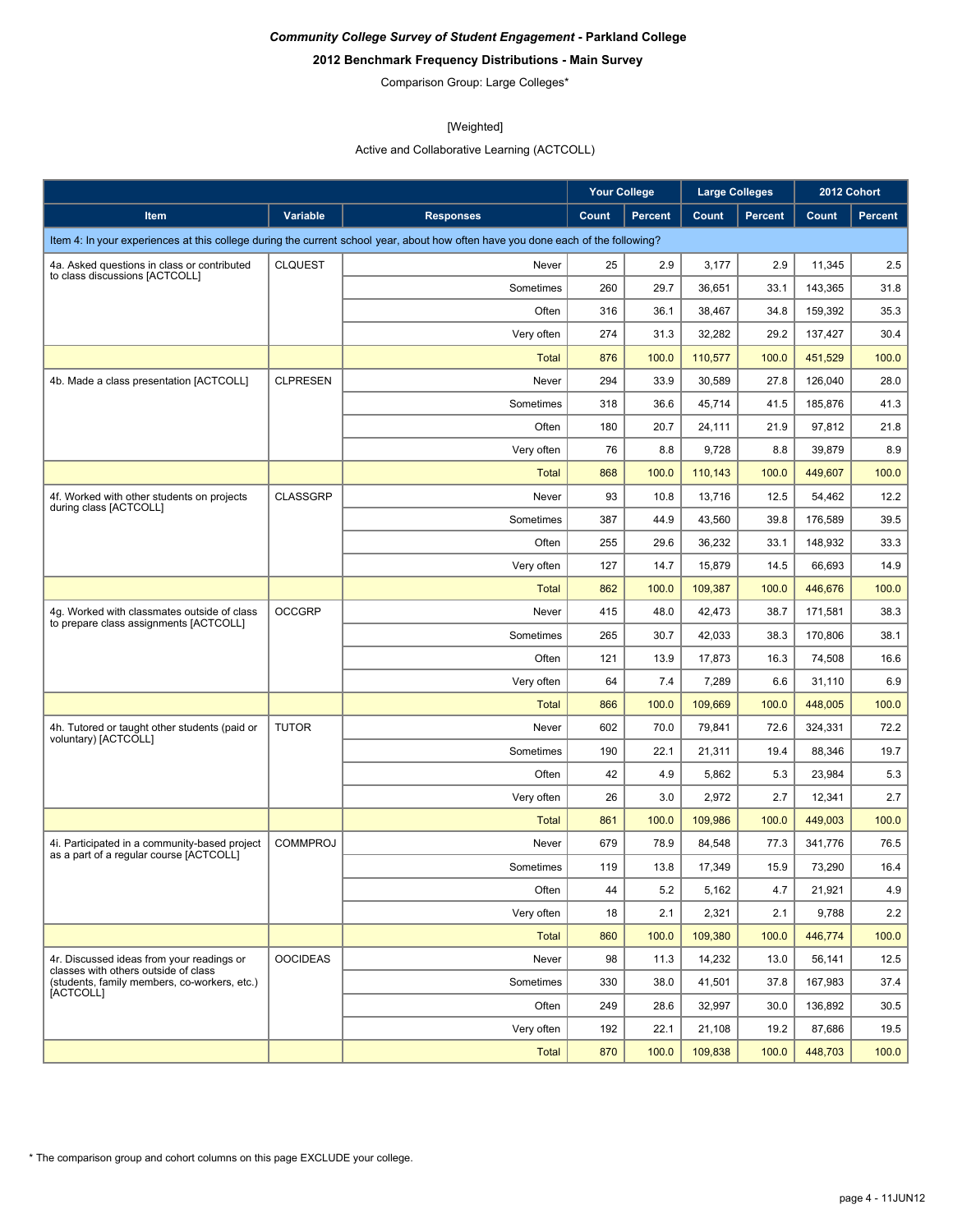***Community College Survey of Student Engagement* - Parkland College**

**2012 Benchmark Frequency Distributions - Main Survey**

Comparison Group: Large Colleges*

[Weighted]

Active and Collaborative Learning (ACTCOLL)

| | | | Your College | | Large Colleges | | 2012 Cohort | |
|---|---|---|---|---|---|---|---|---|
| **Item** | **Variable** | **Responses** | **Count** | **Percent** | **Count** | **Percent** | **Count** | **Percent** |
| Item 4: In your experiences at this college during the current school year, about how often have you done each of the following? | | | | | | | | |
| 4a. Asked questions in class or contributed to class discussions [ACTCOLL] | CLQUEST | Never | 25 | 2.9 | 3,177 | 2.9 | 11,345 | 2.5 |
| | | Sometimes | 260 | 29.7 | 36,651 | 33.1 | 143,365 | 31.8 |
| | | Often | 316 | 36.1 | 38,467 | 34.8 | 159,392 | 35.3 |
| | | Very often | 274 | 31.3 | 32,282 | 29.2 | 137,427 | 30.4 |
| | | Total | 876 | 100.0 | 110,577 | 100.0 | 451,529 | 100.0 |
| 4b. Made a class presentation [ACTCOLL] | CLPRESEN | Never | 294 | 33.9 | 30,589 | 27.8 | 126,040 | 28.0 |
| | | Sometimes | 318 | 36.6 | 45,714 | 41.5 | 185,876 | 41.3 |
| | | Often | 180 | 20.7 | 24,111 | 21.9 | 97,812 | 21.8 |
| | | Very often | 76 | 8.8 | 9,728 | 8.8 | 39,879 | 8.9 |
| | | Total | 868 | 100.0 | 110,143 | 100.0 | 449,607 | 100.0 |
| 4f. Worked with other students on projects during class [ACTCOLL] | CLASSGRP | Never | 93 | 10.8 | 13,716 | 12.5 | 54,462 | 12.2 |
| | | Sometimes | 387 | 44.9 | 43,560 | 39.8 | 176,589 | 39.5 |
| | | Often | 255 | 29.6 | 36,232 | 33.1 | 148,932 | 33.3 |
| | | Very often | 127 | 14.7 | 15,879 | 14.5 | 66,693 | 14.9 |
| | | Total | 862 | 100.0 | 109,387 | 100.0 | 446,676 | 100.0 |
| 4g. Worked with classmates outside of class to prepare class assignments [ACTCOLL] | OCCGRP | Never | 415 | 48.0 | 42,473 | 38.7 | 171,581 | 38.3 |
| | | Sometimes | 265 | 30.7 | 42,033 | 38.3 | 170,806 | 38.1 |
| | | Often | 121 | 13.9 | 17,873 | 16.3 | 74,508 | 16.6 |
| | | Very often | 64 | 7.4 | 7,289 | 6.6 | 31,110 | 6.9 |
| | | Total | 866 | 100.0 | 109,669 | 100.0 | 448,005 | 100.0 |
| 4h. Tutored or taught other students (paid or voluntary) [ACTCOLL] | TUTOR | Never | 602 | 70.0 | 79,841 | 72.6 | 324,331 | 72.2 |
| | | Sometimes | 190 | 22.1 | 21,311 | 19.4 | 88,346 | 19.7 |
| | | Often | 42 | 4.9 | 5,862 | 5.3 | 23,984 | 5.3 |
| | | Very often | 26 | 3.0 | 2,972 | 2.7 | 12,341 | 2.7 |
| | | Total | 861 | 100.0 | 109,986 | 100.0 | 449,003 | 100.0 |
| 4i. Participated in a community-based project as a part of a regular course [ACTCOLL] | COMMPROJ | Never | 679 | 78.9 | 84,548 | 77.3 | 341,776 | 76.5 |
| | | Sometimes | 119 | 13.8 | 17,349 | 15.9 | 73,290 | 16.4 |
| | | Often | 44 | 5.2 | 5,162 | 4.7 | 21,921 | 4.9 |
| | | Very often | 18 | 2.1 | 2,321 | 2.1 | 9,788 | 2.2 |
| | | Total | 860 | 100.0 | 109,380 | 100.0 | 446,774 | 100.0 |
| 4r. Discussed ideas from your readings or classes with others outside of class (students, family members, co-workers, etc.) [ACTCOLL] | OOCIDEAS | Never | 98 | 11.3 | 14,232 | 13.0 | 56,141 | 12.5 |
| | | Sometimes | 330 | 38.0 | 41,501 | 37.8 | 167,983 | 37.4 |
| | | Often | 249 | 28.6 | 32,997 | 30.0 | 136,892 | 30.5 |
| | | Very often | 192 | 22.1 | 21,108 | 19.2 | 87,686 | 19.5 |
| | | Total | 870 | 100.0 | 109,838 | 100.0 | 448,703 | 100.0 |

* The comparison group and cohort columns on this page EXCLUDE your college.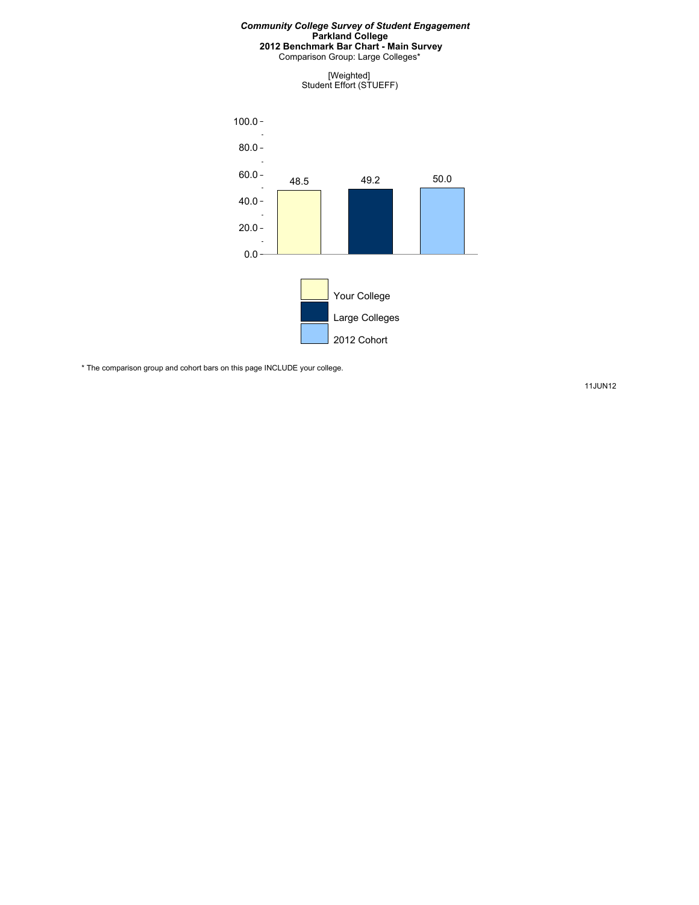***Community College Survey of Student Engagement***
**Parkland College**
**2012 Benchmark Bar Chart - Main Survey**
Comparison Group: Large Colleges*

[Weighted]
Student Effort (STUEFF)

| | Your College | Large Colleges | 2012 Cohort |
|---|---|---|---|
| Student Effort (STUEFF) | 48.5 | 49.2 | 50.0 |

* The comparison group and cohort bars on this page INCLUDE your college.

11JUN12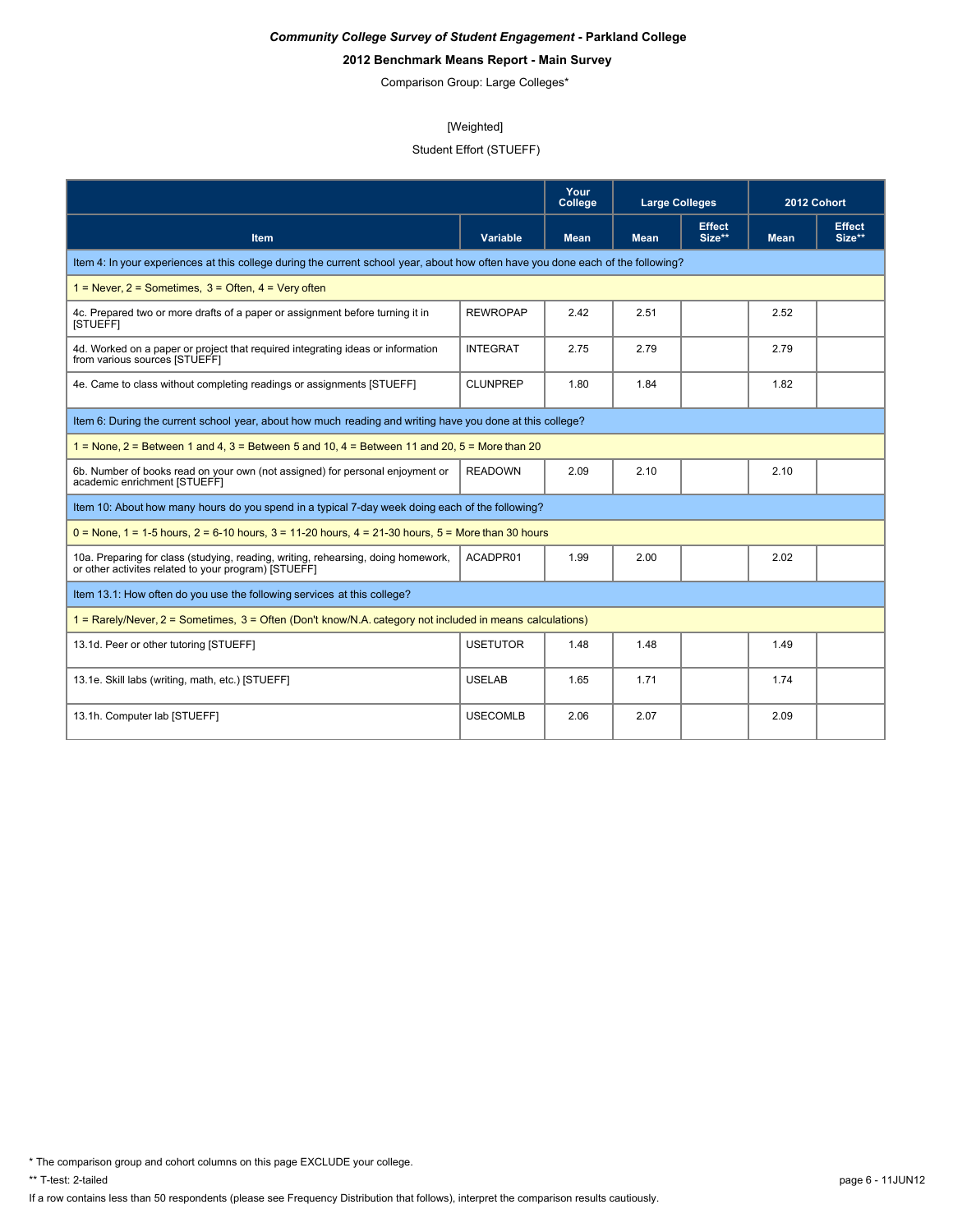***Community College Survey of Student Engagement* - Parkland College**

**2012 Benchmark Means Report - Main Survey**

Comparison Group: Large Colleges*

[Weighted]

Student Effort (STUEFF)

| | | Your College | Large Colleges | | 2012 Cohort | |
|---|---|---|---|---|---|---|
| **Item** | **Variable** | **Mean** | **Mean** | **Effect Size**** | **Mean** | **Effect Size**** |
| Item 4: In your experiences at this college during the current school year, about how often have you done each of the following? | | | | | | |
| 1 = Never, 2 = Sometimes, 3 = Often, 4 = Very often | | | | | | |
| 4c. Prepared two or more drafts of a paper or assignment before turning it in [STUEFF] | REWROPAP | 2.42 | 2.51 | | 2.52 | |
| 4d. Worked on a paper or project that required integrating ideas or information from various sources [STUEFF] | INTEGRAT | 2.75 | 2.79 | | 2.79 | |
| 4e. Came to class without completing readings or assignments [STUEFF] | CLUNPREP | 1.80 | 1.84 | | 1.82 | |
| Item 6: During the current school year, about how much reading and writing have you done at this college? | | | | | | |
| 1 = None, 2 = Between 1 and 4, 3 = Between 5 and 10, 4 = Between 11 and 20, 5 = More than 20 | | | | | | |
| 6b. Number of books read on your own (not assigned) for personal enjoyment or academic enrichment [STUEFF] | READOWN | 2.09 | 2.10 | | 2.10 | |
| Item 10: About how many hours do you spend in a typical 7-day week doing each of the following? | | | | | | |
| 0 = None, 1 = 1-5 hours, 2 = 6-10 hours, 3 = 11-20 hours, 4 = 21-30 hours, 5 = More than 30 hours | | | | | | |
| 10a. Preparing for class (studying, reading, writing, rehearsing, doing homework, or other activites related to your program) [STUEFF] | ACADPR01 | 1.99 | 2.00 | | 2.02 | |
| Item 13.1: How often do you use the following services at this college? | | | | | | |
| 1 = Rarely/Never, 2 = Sometimes, 3 = Often (Don't know/N.A. category not included in means calculations) | | | | | | |
| 13.1d. Peer or other tutoring [STUEFF] | USETUTOR | 1.48 | 1.48 | | 1.49 | |
| 13.1e. Skill labs (writing, math, etc.) [STUEFF] | USELAB | 1.65 | 1.71 | | 1.74 | |
| 13.1h. Computer lab [STUEFF] | USECOMLB | 2.06 | 2.07 | | 2.09 | |

\* The comparison group and cohort columns on this page EXCLUDE your college.

** T-test: 2-tailed

If a row contains less than 50 respondents (please see Frequency Distribution that follows), interpret the comparison results cautiously.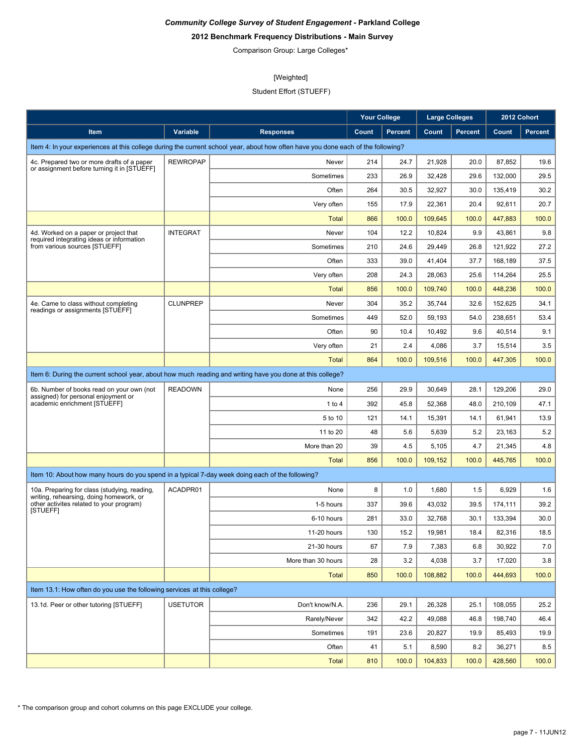*Community College Survey of Student Engagement* **- Parkland College**

**2012 Benchmark Frequency Distributions - Main Survey**

Comparison Group: Large Colleges*

[Weighted]

Student Effort (STUEFF)

| Item | Variable | Responses | Your College | | Large Colleges | | 2012 Cohort | |
|---|---|---|---|---|---|---|---|---|
| | | | Count | Percent | Count | Percent | Count | Percent |
| Item 4: In your experiences at this college during the current school year, about how often have you done each of the following? | | | | | | | | |
| 4c. Prepared two or more drafts of a paper or assignment before turning it in [STUEFF] | REWROPAP | Never | 214 | 24.7 | 21,928 | 20.0 | 87,852 | 19.6 |
| | | Sometimes | 233 | 26.9 | 32,428 | 29.6 | 132,000 | 29.5 |
| | | Often | 264 | 30.5 | 32,927 | 30.0 | 135,419 | 30.2 |
| | | Very often | 155 | 17.9 | 22,361 | 20.4 | 92,611 | 20.7 |
| | | Total | 866 | 100.0 | 109,645 | 100.0 | 447,883 | 100.0 |
| 4d. Worked on a paper or project that required integrating ideas or information from various sources [STUEFF] | INTEGRAT | Never | 104 | 12.2 | 10,824 | 9.9 | 43,861 | 9.8 |
| | | Sometimes | 210 | 24.6 | 29,449 | 26.8 | 121,922 | 27.2 |
| | | Often | 333 | 39.0 | 41,404 | 37.7 | 168,189 | 37.5 |
| | | Very often | 208 | 24.3 | 28,063 | 25.6 | 114,264 | 25.5 |
| | | Total | 856 | 100.0 | 109,740 | 100.0 | 448,236 | 100.0 |
| 4e. Came to class without completing readings or assignments [STUEFF] | CLUNPREP | Never | 304 | 35.2 | 35,744 | 32.6 | 152,625 | 34.1 |
| | | Sometimes | 449 | 52.0 | 59,193 | 54.0 | 238,651 | 53.4 |
| | | Often | 90 | 10.4 | 10,492 | 9.6 | 40,514 | 9.1 |
| | | Very often | 21 | 2.4 | 4,086 | 3.7 | 15,514 | 3.5 |
| | | Total | 864 | 100.0 | 109,516 | 100.0 | 447,305 | 100.0 |
| Item 6: During the current school year, about how much reading and writing have you done at this college? | | | | | | | | |
| 6b. Number of books read on your own (not assigned) for personal enjoyment or academic enrichment [STUEFF] | READOWN | None | 256 | 29.9 | 30,649 | 28.1 | 129,206 | 29.0 |
| | | 1 to 4 | 392 | 45.8 | 52,368 | 48.0 | 210,109 | 47.1 |
| | | 5 to 10 | 121 | 14.1 | 15,391 | 14.1 | 61,941 | 13.9 |
| | | 11 to 20 | 48 | 5.6 | 5,639 | 5.2 | 23,163 | 5.2 |
| | | More than 20 | 39 | 4.5 | 5,105 | 4.7 | 21,345 | 4.8 |
| | | Total | 856 | 100.0 | 109,152 | 100.0 | 445,765 | 100.0 |
| Item 10: About how many hours do you spend in a typical 7-day week doing each of the following? | | | | | | | | |
| 10a. Preparing for class (studying, reading, writing, rehearsing, doing homework, or other activites related to your program) [STUEFF] | ACADPR01 | None | 8 | 1.0 | 1,680 | 1.5 | 6,929 | 1.6 |
| | | 1-5 hours | 337 | 39.6 | 43,032 | 39.5 | 174,111 | 39.2 |
| | | 6-10 hours | 281 | 33.0 | 32,768 | 30.1 | 133,394 | 30.0 |
| | | 11-20 hours | 130 | 15.2 | 19,981 | 18.4 | 82,316 | 18.5 |
| | | 21-30 hours | 67 | 7.9 | 7,383 | 6.8 | 30,922 | 7.0 |
| | | More than 30 hours | 28 | 3.2 | 4,038 | 3.7 | 17,020 | 3.8 |
| | | Total | 850 | 100.0 | 108,882 | 100.0 | 444,693 | 100.0 |
| Item 13.1: How often do you use the following services at this college? | | | | | | | | |
| 13.1d. Peer or other tutoring [STUEFF] | USETUTOR | Don't know/N.A. | 236 | 29.1 | 26,328 | 25.1 | 108,055 | 25.2 |
| | | Rarely/Never | 342 | 42.2 | 49,088 | 46.8 | 198,740 | 46.4 |
| | | Sometimes | 191 | 23.6 | 20,827 | 19.9 | 85,493 | 19.9 |
| | | Often | 41 | 5.1 | 8,590 | 8.2 | 36,271 | 8.5 |
| | | Total | 810 | 100.0 | 104,833 | 100.0 | 428,560 | 100.0 |

* The comparison group and cohort columns on this page EXCLUDE your college.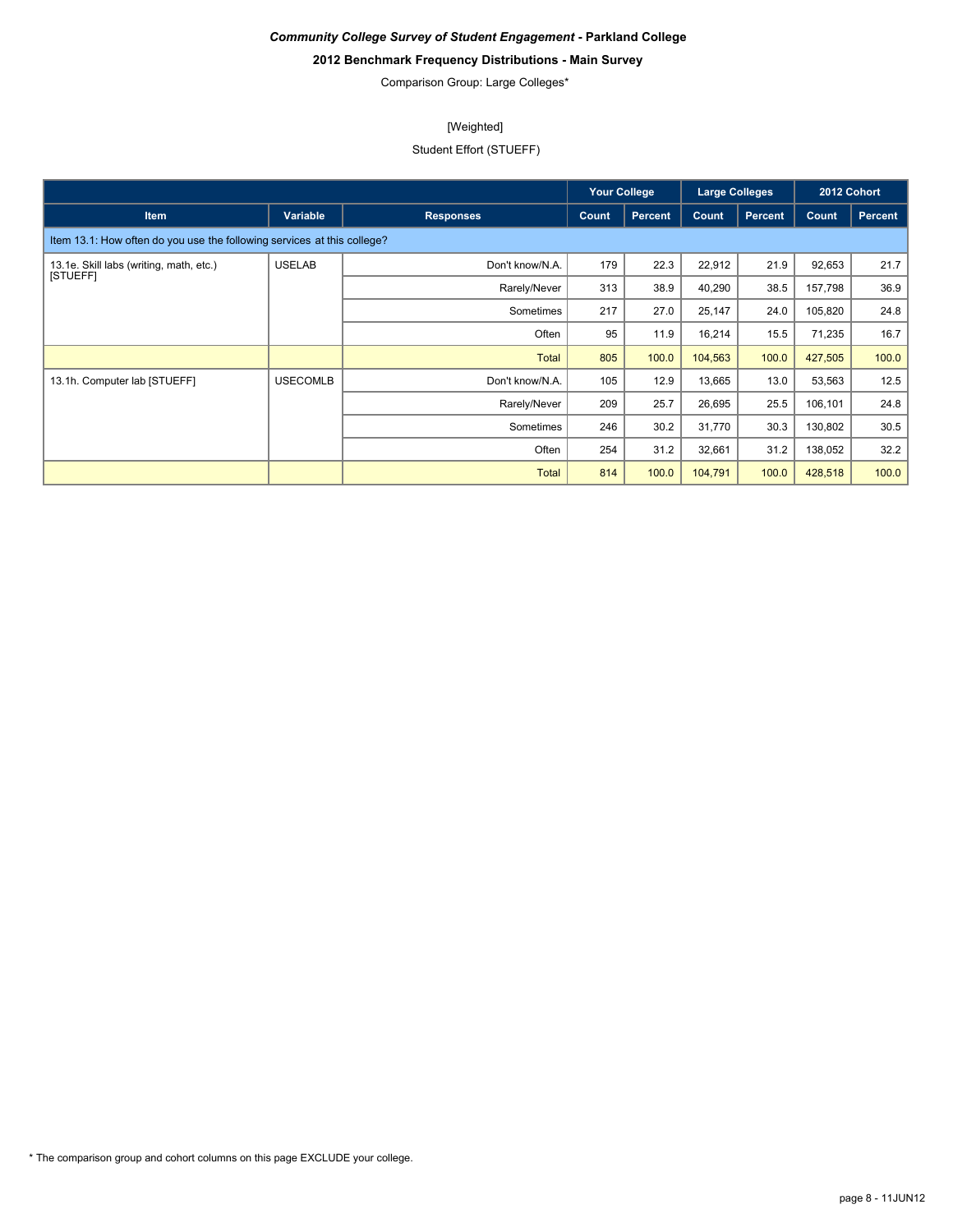*Community College Survey of Student Engagement* - **Parkland College**

**2012 Benchmark Frequency Distributions - Main Survey**

Comparison Group: Large Colleges*

[Weighted]

Student Effort (STUEFF)

| | | | Your College | | Large Colleges | | 2012 Cohort | |
|---|---|---|---|---|---|---|---|---|
| **Item** | **Variable** | **Responses** | **Count** | **Percent** | **Count** | **Percent** | **Count** | **Percent** |
| Item 13.1: How often do you use the following services at this college? | | | | | | | | |
| 13.1e. Skill labs (writing, math, etc.) [STUEFF] | USELAB | Don't know/N.A. | 179 | 22.3 | 22,912 | 21.9 | 92,653 | 21.7 |
| | | Rarely/Never | 313 | 38.9 | 40,290 | 38.5 | 157,798 | 36.9 |
| | | Sometimes | 217 | 27.0 | 25,147 | 24.0 | 105,820 | 24.8 |
| | | Often | 95 | 11.9 | 16,214 | 15.5 | 71,235 | 16.7 |
| | | Total | 805 | 100.0 | 104,563 | 100.0 | 427,505 | 100.0 |
| 13.1h. Computer lab [STUEFF] | USECOMLB | Don't know/N.A. | 105 | 12.9 | 13,665 | 13.0 | 53,563 | 12.5 |
| | | Rarely/Never | 209 | 25.7 | 26,695 | 25.5 | 106,101 | 24.8 |
| | | Sometimes | 246 | 30.2 | 31,770 | 30.3 | 130,802 | 30.5 |
| | | Often | 254 | 31.2 | 32,661 | 31.2 | 138,052 | 32.2 |
| | | Total | 814 | 100.0 | 104,791 | 100.0 | 428,518 | 100.0 |

* The comparison group and cohort columns on this page EXCLUDE your college.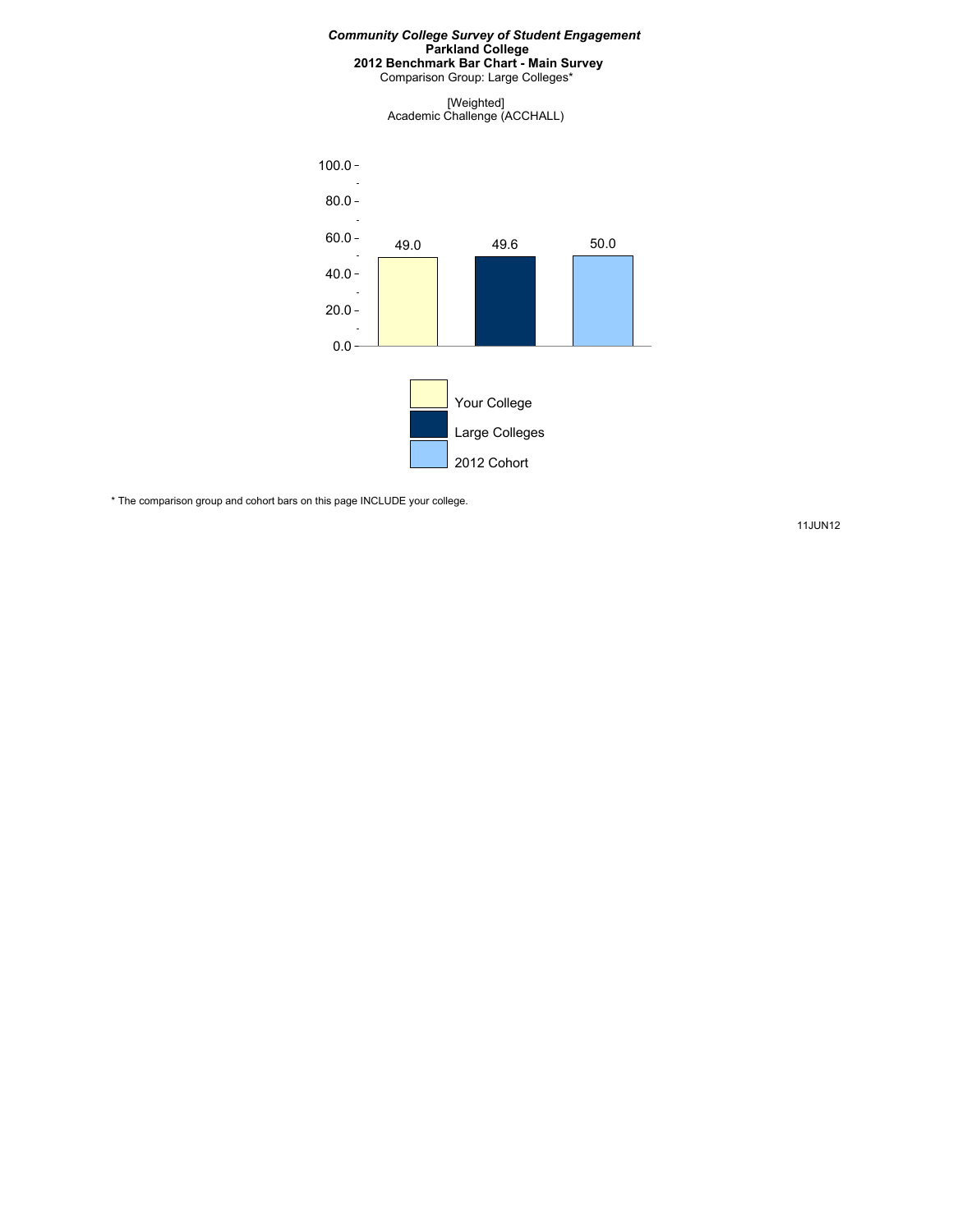***Community College Survey of Student Engagement***

**Parkland College**

**2012 Benchmark Bar Chart - Main Survey**

Comparison Group: Large Colleges*

[Weighted]
Academic Challenge (ACCHALL)

| | Your College | Large Colleges | 2012 Cohort |
|---|---|---|---|
| Academic Challenge (ACCHALL) | 49.0 | 49.6 | 50.0 |

* The comparison group and cohort bars on this page INCLUDE your college.

11JUN12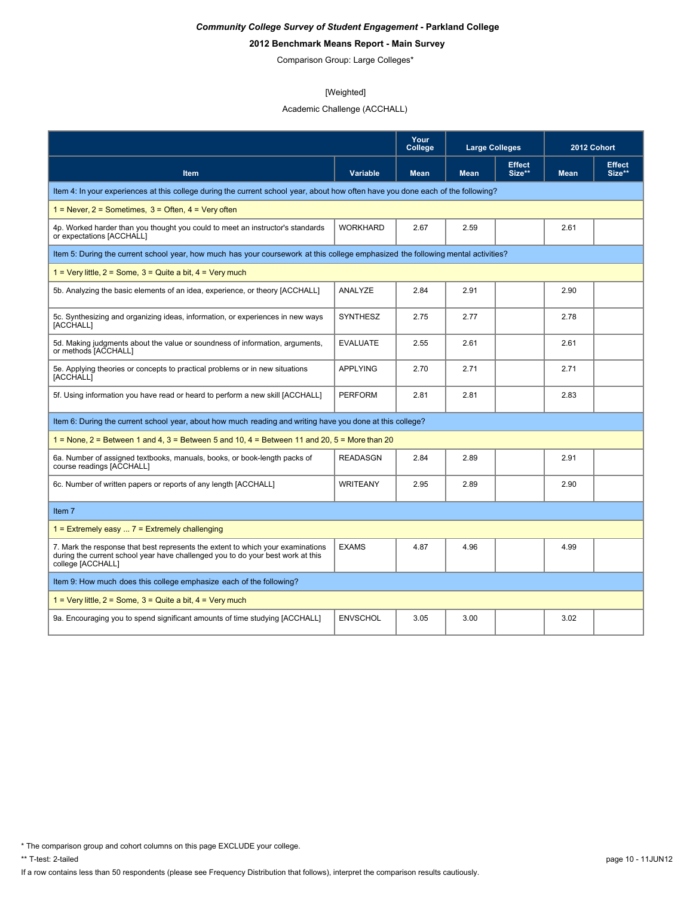***Community College Survey of Student Engagement* - Parkland College**

**2012 Benchmark Means Report - Main Survey**

Comparison Group: Large Colleges*

[Weighted]

Academic Challenge (ACCHALL)

| Item | Variable | Your College | Large Colleges | | 2012 Cohort | |
|---|---|---|---|---|---|---|
| | | Mean | Mean | Effect Size** | Mean | Effect Size** |
| **Item 4: In your experiences at this college during the current school year, about how often have you done each of the following?** | | | | | | |
| 1 = Never, 2 = Sometimes, 3 = Often, 4 = Very often | | | | | | |
| 4p. Worked harder than you thought you could to meet an instructor's standards or expectations [ACCHALL] | WORKHARD | 2.67 | 2.59 | | 2.61 | |
| **Item 5: During the current school year, how much has your coursework at this college emphasized the following mental activities?** | | | | | | |
| 1 = Very little, 2 = Some, 3 = Quite a bit, 4 = Very much | | | | | | |
| 5b. Analyzing the basic elements of an idea, experience, or theory [ACCHALL] | ANALYZE | 2.84 | 2.91 | | 2.90 | |
| 5c. Synthesizing and organizing ideas, information, or experiences in new ways [ACCHALL] | SYNTHESZ | 2.75 | 2.77 | | 2.78 | |
| 5d. Making judgments about the value or soundness of information, arguments, or methods [ACCHALL] | EVALUATE | 2.55 | 2.61 | | 2.61 | |
| 5e. Applying theories or concepts to practical problems or in new situations [ACCHALL] | APPLYING | 2.70 | 2.71 | | 2.71 | |
| 5f. Using information you have read or heard to perform a new skill [ACCHALL] | PERFORM | 2.81 | 2.81 | | 2.83 | |
| **Item 6: During the current school year, about how much reading and writing have you done at this college?** | | | | | | |
| 1 = None, 2 = Between 1 and 4, 3 = Between 5 and 10, 4 = Between 11 and 20, 5 = More than 20 | | | | | | |
| 6a. Number of assigned textbooks, manuals, books, or book-length packs of course readings [ACCHALL] | READASGN | 2.84 | 2.89 | | 2.91 | |
| 6c. Number of written papers or reports of any length [ACCHALL] | WRITEANY | 2.95 | 2.89 | | 2.90 | |
| **Item 7** | | | | | | |
| 1 = Extremely easy ... 7 = Extremely challenging | | | | | | |
| 7. Mark the response that best represents the extent to which your examinations during the current school year have challenged you to do your best work at this college [ACCHALL] | EXAMS | 4.87 | 4.96 | | 4.99 | |
| **Item 9: How much does this college emphasize each of the following?** | | | | | | |
| 1 = Very little, 2 = Some, 3 = Quite a bit, 4 = Very much | | | | | | |
| 9a. Encouraging you to spend significant amounts of time studying [ACCHALL] | ENVSCHOL | 3.05 | 3.00 | | 3.02 | |

\* The comparison group and cohort columns on this page EXCLUDE your college.

** T-test: 2-tailed

If a row contains less than 50 respondents (please see Frequency Distribution that follows), interpret the comparison results cautiously.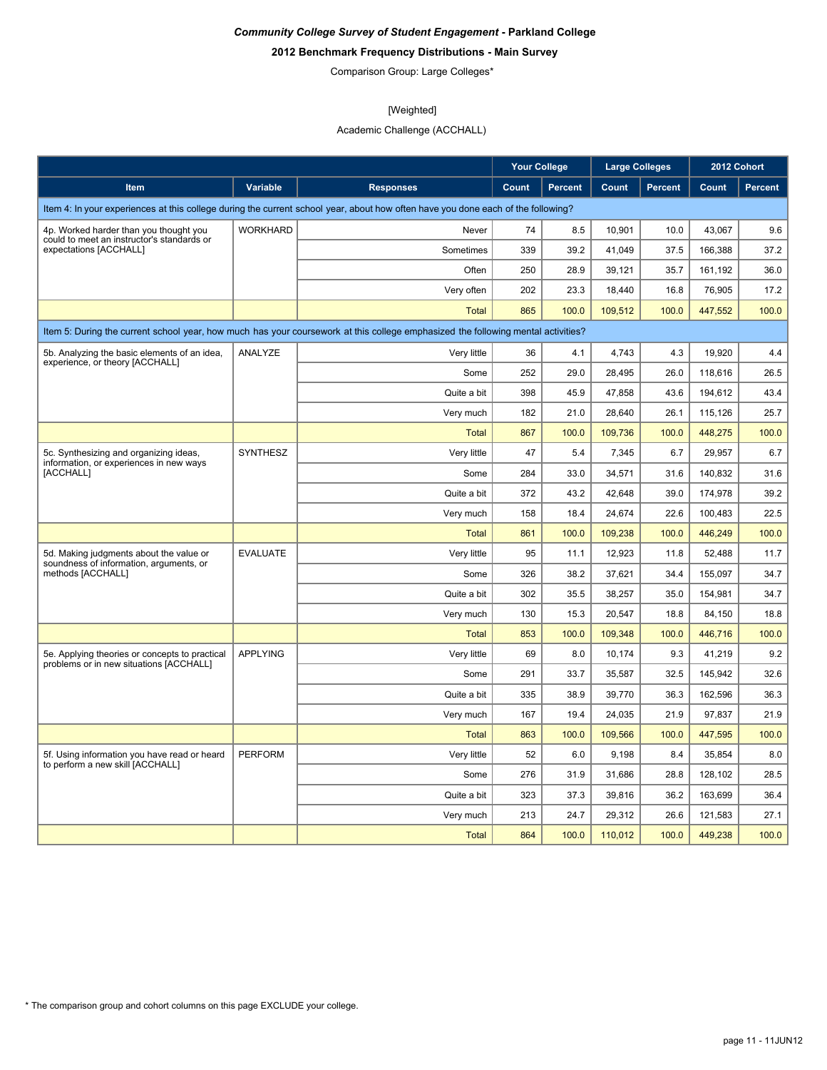*Community College Survey of Student Engagement* **- Parkland College**

**2012 Benchmark Frequency Distributions - Main Survey**

Comparison Group: Large Colleges*

[Weighted]

Academic Challenge (ACCHALL)

| | | | Your College | | Large Colleges | | 2012 Cohort | |
|---|---|---|---|---|---|---|---|---|
| **Item** | **Variable** | **Responses** | **Count** | **Percent** | **Count** | **Percent** | **Count** | **Percent** |
| Item 4: In your experiences at this college during the current school year, about how often have you done each of the following? | | | | | | | | |
| 4p. Worked harder than you thought you could to meet an instructor's standards or expectations [ACCHALL] | WORKHARD | Never | 74 | 8.5 | 10,901 | 10.0 | 43,067 | 9.6 |
| | | Sometimes | 339 | 39.2 | 41,049 | 37.5 | 166,388 | 37.2 |
| | | Often | 250 | 28.9 | 39,121 | 35.7 | 161,192 | 36.0 |
| | | Very often | 202 | 23.3 | 18,440 | 16.8 | 76,905 | 17.2 |
| | | Total | 865 | 100.0 | 109,512 | 100.0 | 447,552 | 100.0 |
| Item 5: During the current school year, how much has your coursework at this college emphasized the following mental activities? | | | | | | | | |
| 5b. Analyzing the basic elements of an idea, experience, or theory [ACCHALL] | ANALYZE | Very little | 36 | 4.1 | 4,743 | 4.3 | 19,920 | 4.4 |
| | | Some | 252 | 29.0 | 28,495 | 26.0 | 118,616 | 26.5 |
| | | Quite a bit | 398 | 45.9 | 47,858 | 43.6 | 194,612 | 43.4 |
| | | Very much | 182 | 21.0 | 28,640 | 26.1 | 115,126 | 25.7 |
| | | Total | 867 | 100.0 | 109,736 | 100.0 | 448,275 | 100.0 |
| 5c. Synthesizing and organizing ideas, information, or experiences in new ways [ACCHALL] | SYNTHESZ | Very little | 47 | 5.4 | 7,345 | 6.7 | 29,957 | 6.7 |
| | | Some | 284 | 33.0 | 34,571 | 31.6 | 140,832 | 31.6 |
| | | Quite a bit | 372 | 43.2 | 42,648 | 39.0 | 174,978 | 39.2 |
| | | Very much | 158 | 18.4 | 24,674 | 22.6 | 100,483 | 22.5 |
| | | Total | 861 | 100.0 | 109,238 | 100.0 | 446,249 | 100.0 |
| 5d. Making judgments about the value or soundness of information, arguments, or methods [ACCHALL] | EVALUATE | Very little | 95 | 11.1 | 12,923 | 11.8 | 52,488 | 11.7 |
| | | Some | 326 | 38.2 | 37,621 | 34.4 | 155,097 | 34.7 |
| | | Quite a bit | 302 | 35.5 | 38,257 | 35.0 | 154,981 | 34.7 |
| | | Very much | 130 | 15.3 | 20,547 | 18.8 | 84,150 | 18.8 |
| | | Total | 853 | 100.0 | 109,348 | 100.0 | 446,716 | 100.0 |
| 5e. Applying theories or concepts to practical problems or in new situations [ACCHALL] | APPLYING | Very little | 69 | 8.0 | 10,174 | 9.3 | 41,219 | 9.2 |
| | | Some | 291 | 33.7 | 35,587 | 32.5 | 145,942 | 32.6 |
| | | Quite a bit | 335 | 38.9 | 39,770 | 36.3 | 162,596 | 36.3 |
| | | Very much | 167 | 19.4 | 24,035 | 21.9 | 97,837 | 21.9 |
| | | Total | 863 | 100.0 | 109,566 | 100.0 | 447,595 | 100.0 |
| 5f. Using information you have read or heard to perform a new skill [ACCHALL] | PERFORM | Very little | 52 | 6.0 | 9,198 | 8.4 | 35,854 | 8.0 |
| | | Some | 276 | 31.9 | 31,686 | 28.8 | 128,102 | 28.5 |
| | | Quite a bit | 323 | 37.3 | 39,816 | 36.2 | 163,699 | 36.4 |
| | | Very much | 213 | 24.7 | 29,312 | 26.6 | 121,583 | 27.1 |
| | | Total | 864 | 100.0 | 110,012 | 100.0 | 449,238 | 100.0 |

* The comparison group and cohort columns on this page EXCLUDE your college.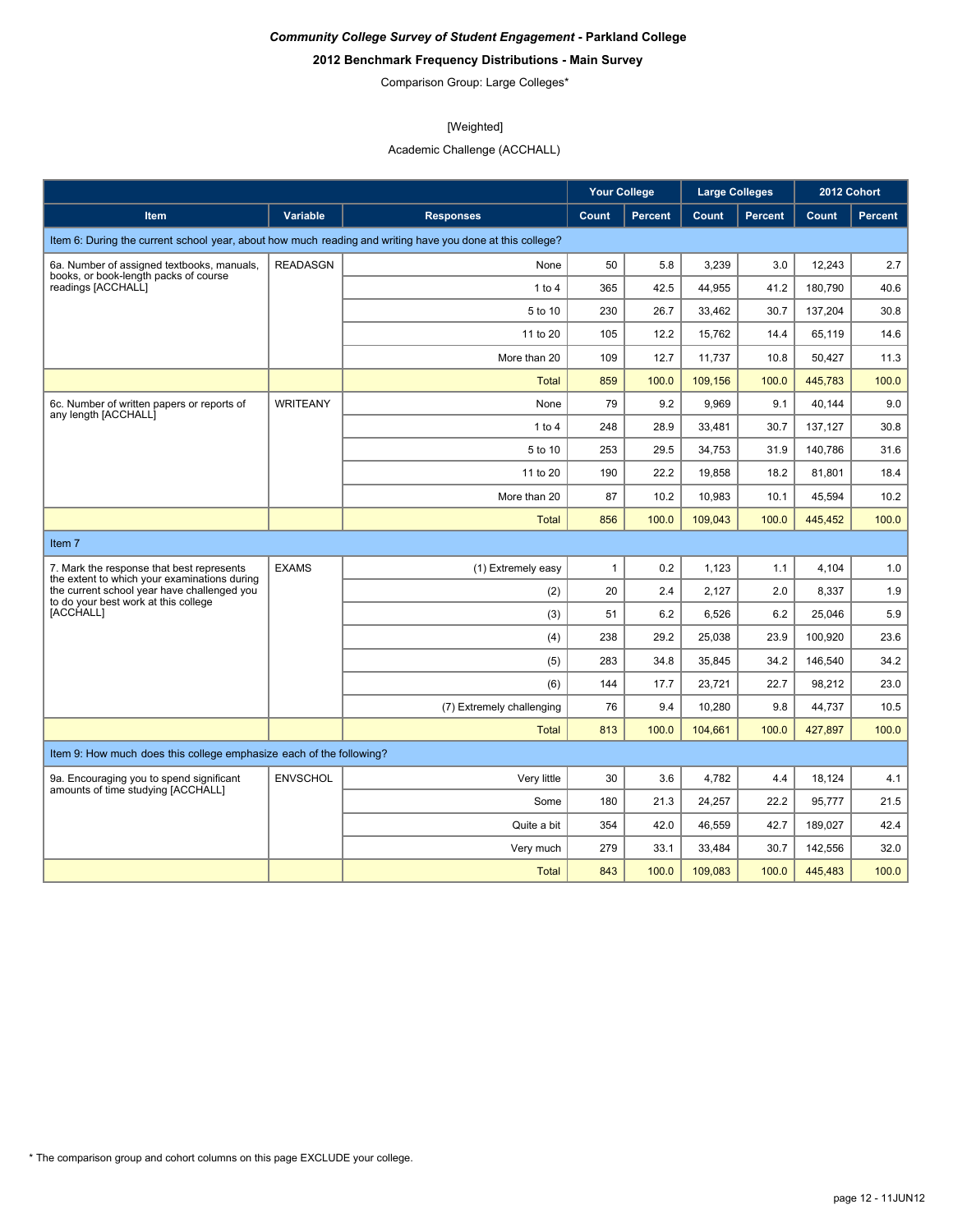***Community College Survey of Student Engagement* - Parkland College**

**2012 Benchmark Frequency Distributions - Main Survey**

Comparison Group: Large Colleges*

[Weighted]

Academic Challenge (ACCHALL)

| | | | Your College | | Large Colleges | | 2012 Cohort | |
|---|---|---|---|---|---|---|---|---|
| **Item** | **Variable** | **Responses** | **Count** | **Percent** | **Count** | **Percent** | **Count** | **Percent** |
| Item 6: During the current school year, about how much reading and writing have you done at this college? | | | | | | | | |
| 6a. Number of assigned textbooks, manuals, books, or book-length packs of course readings [ACCHALL] | READASGN | None | 50 | 5.8 | 3,239 | 3.0 | 12,243 | 2.7 |
| | | 1 to 4 | 365 | 42.5 | 44,955 | 41.2 | 180,790 | 40.6 |
| | | 5 to 10 | 230 | 26.7 | 33,462 | 30.7 | 137,204 | 30.8 |
| | | 11 to 20 | 105 | 12.2 | 15,762 | 14.4 | 65,119 | 14.6 |
| | | More than 20 | 109 | 12.7 | 11,737 | 10.8 | 50,427 | 11.3 |
| | | Total | 859 | 100.0 | 109,156 | 100.0 | 445,783 | 100.0 |
| 6c. Number of written papers or reports of any length [ACCHALL] | WRITEANY | None | 79 | 9.2 | 9,969 | 9.1 | 40,144 | 9.0 |
| | | 1 to 4 | 248 | 28.9 | 33,481 | 30.7 | 137,127 | 30.8 |
| | | 5 to 10 | 253 | 29.5 | 34,753 | 31.9 | 140,786 | 31.6 |
| | | 11 to 20 | 190 | 22.2 | 19,858 | 18.2 | 81,801 | 18.4 |
| | | More than 20 | 87 | 10.2 | 10,983 | 10.1 | 45,594 | 10.2 |
| | | Total | 856 | 100.0 | 109,043 | 100.0 | 445,452 | 100.0 |
| Item 7 | | | | | | | | |
| 7. Mark the response that best represents the extent to which your examinations during the current school year have challenged you to do your best work at this college [ACCHALL] | EXAMS | (1) Extremely easy | 1 | 0.2 | 1,123 | 1.1 | 4,104 | 1.0 |
| | | (2) | 20 | 2.4 | 2,127 | 2.0 | 8,337 | 1.9 |
| | | (3) | 51 | 6.2 | 6,526 | 6.2 | 25,046 | 5.9 |
| | | (4) | 238 | 29.2 | 25,038 | 23.9 | 100,920 | 23.6 |
| | | (5) | 283 | 34.8 | 35,845 | 34.2 | 146,540 | 34.2 |
| | | (6) | 144 | 17.7 | 23,721 | 22.7 | 98,212 | 23.0 |
| | | (7) Extremely challenging | 76 | 9.4 | 10,280 | 9.8 | 44,737 | 10.5 |
| | | Total | 813 | 100.0 | 104,661 | 100.0 | 427,897 | 100.0 |
| Item 9: How much does this college emphasize each of the following? | | | | | | | | |
| 9a. Encouraging you to spend significant amounts of time studying [ACCHALL] | ENVSCHOL | Very little | 30 | 3.6 | 4,782 | 4.4 | 18,124 | 4.1 |
| | | Some | 180 | 21.3 | 24,257 | 22.2 | 95,777 | 21.5 |
| | | Quite a bit | 354 | 42.0 | 46,559 | 42.7 | 189,027 | 42.4 |
| | | Very much | 279 | 33.1 | 33,484 | 30.7 | 142,556 | 32.0 |
| | | Total | 843 | 100.0 | 109,083 | 100.0 | 445,483 | 100.0 |

* The comparison group and cohort columns on this page EXCLUDE your college.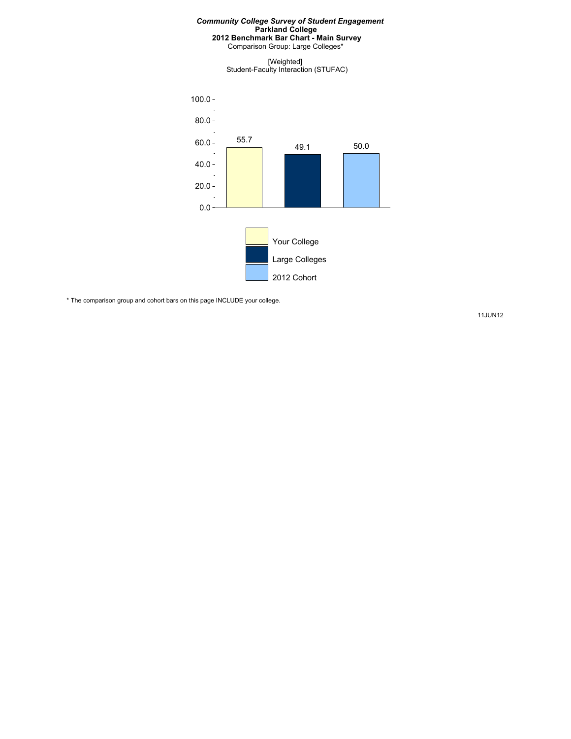***Community College Survey of Student Engagement***
**Parkland College**
**2012 Benchmark Bar Chart - Main Survey**
Comparison Group: Large Colleges*

[Weighted]
Student-Faculty Interaction (STUFAC)

| | Score |
|---|---|
| Your College | 55.7 |
| Large Colleges | 49.1 |
| 2012 Cohort | 50.0 |

* The comparison group and cohort bars on this page INCLUDE your college.

11JUN12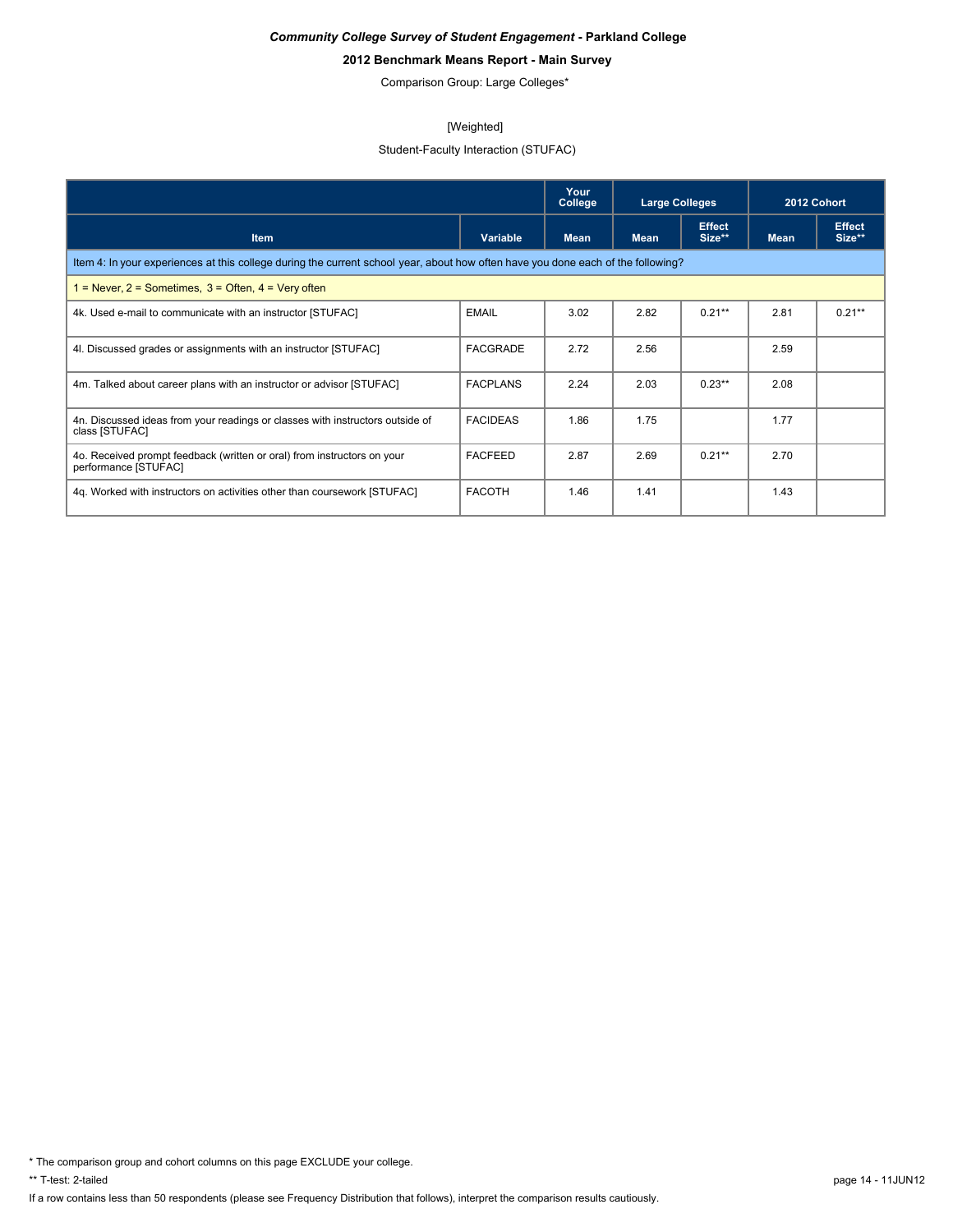*Community College Survey of Student Engagement* - **Parkland College**

**2012 Benchmark Means Report - Main Survey**

Comparison Group: Large Colleges*

[Weighted]

Student-Faculty Interaction (STUFAC)

| | | Your College | Large Colleges | | 2012 Cohort | |
|---|---|---|---|---|---|---|
| **Item** | **Variable** | **Mean** | **Mean** | **Effect Size**** | **Mean** | **Effect Size**** |
| Item 4: In your experiences at this college during the current school year, about how often have you done each of the following? | | | | | | |
| 1 = Never, 2 = Sometimes, 3 = Often, 4 = Very often | | | | | | |
| 4k. Used e-mail to communicate with an instructor [STUFAC] | EMAIL | 3.02 | 2.82 | 0.21** | 2.81 | 0.21** |
| 4l. Discussed grades or assignments with an instructor [STUFAC] | FACGRADE | 2.72 | 2.56 | | 2.59 | |
| 4m. Talked about career plans with an instructor or advisor [STUFAC] | FACPLANS | 2.24 | 2.03 | 0.23** | 2.08 | |
| 4n. Discussed ideas from your readings or classes with instructors outside of class [STUFAC] | FACIDEAS | 1.86 | 1.75 | | 1.77 | |
| 4o. Received prompt feedback (written or oral) from instructors on your performance [STUFAC] | FACFEED | 2.87 | 2.69 | 0.21** | 2.70 | |
| 4q. Worked with instructors on activities other than coursework [STUFAC] | FACOTH | 1.46 | 1.41 | | 1.43 | |

* The comparison group and cohort columns on this page EXCLUDE your college.

** T-test: 2-tailed

If a row contains less than 50 respondents (please see Frequency Distribution that follows), interpret the comparison results cautiously.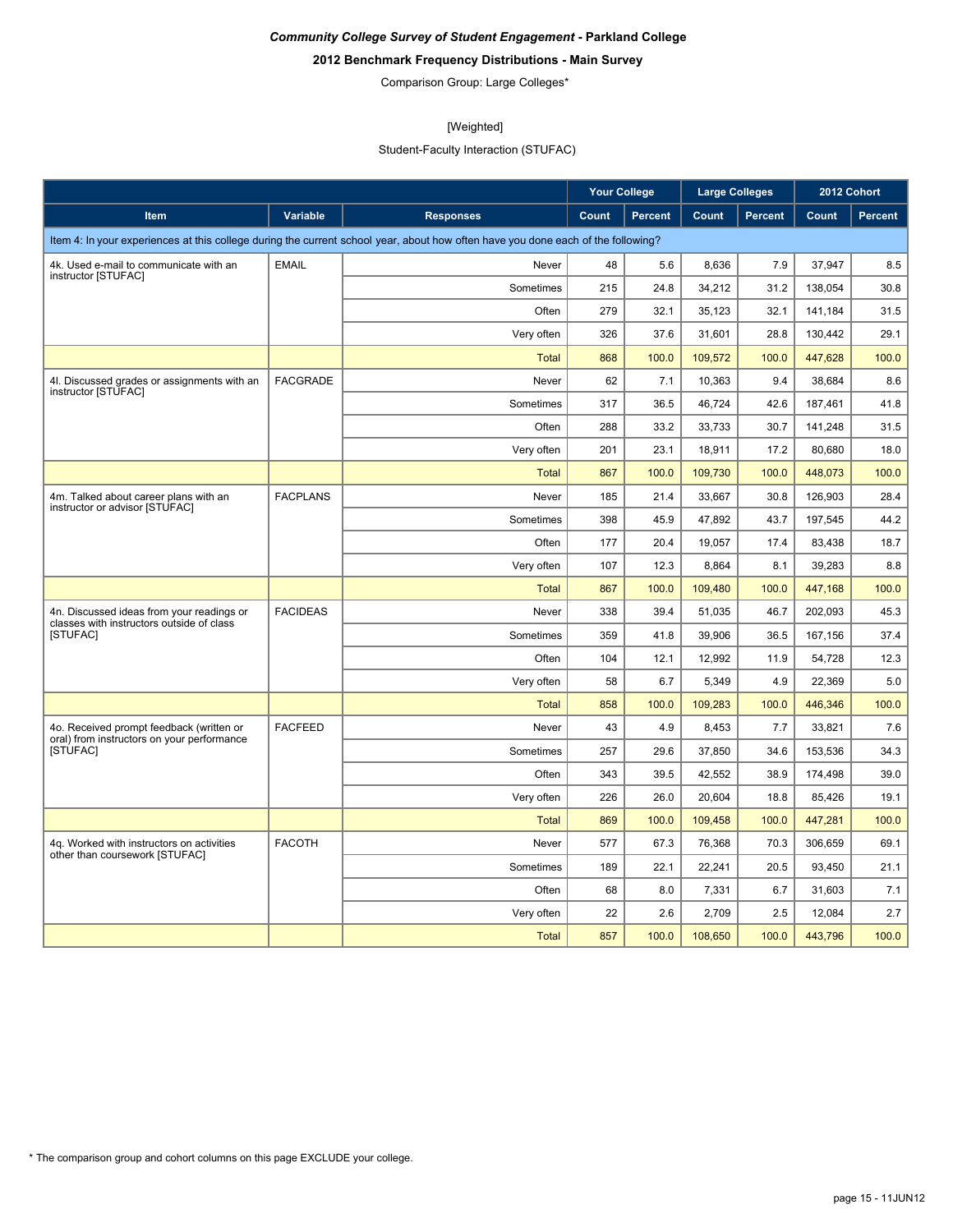***Community College Survey of Student Engagement* - Parkland College**

**2012 Benchmark Frequency Distributions - Main Survey**

Comparison Group: Large Colleges*

[Weighted]

Student-Faculty Interaction (STUFAC)

| | | | Your College | | Large Colleges | | 2012 Cohort | |
|---|---|---|---|---|---|---|---|---|
| **Item** | **Variable** | **Responses** | **Count** | **Percent** | **Count** | **Percent** | **Count** | **Percent** |
| Item 4: In your experiences at this college during the current school year, about how often have you done each of the following? | | | | | | | | |
| 4k. Used e-mail to communicate with an instructor [STUFAC] | EMAIL | Never | 48 | 5.6 | 8,636 | 7.9 | 37,947 | 8.5 |
| | | Sometimes | 215 | 24.8 | 34,212 | 31.2 | 138,054 | 30.8 |
| | | Often | 279 | 32.1 | 35,123 | 32.1 | 141,184 | 31.5 |
| | | Very often | 326 | 37.6 | 31,601 | 28.8 | 130,442 | 29.1 |
| | | Total | 868 | 100.0 | 109,572 | 100.0 | 447,628 | 100.0 |
| 4l. Discussed grades or assignments with an instructor [STUFAC] | FACGRADE | Never | 62 | 7.1 | 10,363 | 9.4 | 38,684 | 8.6 |
| | | Sometimes | 317 | 36.5 | 46,724 | 42.6 | 187,461 | 41.8 |
| | | Often | 288 | 33.2 | 33,733 | 30.7 | 141,248 | 31.5 |
| | | Very often | 201 | 23.1 | 18,911 | 17.2 | 80,680 | 18.0 |
| | | Total | 867 | 100.0 | 109,730 | 100.0 | 448,073 | 100.0 |
| 4m. Talked about career plans with an instructor or advisor [STUFAC] | FACPLANS | Never | 185 | 21.4 | 33,667 | 30.8 | 126,903 | 28.4 |
| | | Sometimes | 398 | 45.9 | 47,892 | 43.7 | 197,545 | 44.2 |
| | | Often | 177 | 20.4 | 19,057 | 17.4 | 83,438 | 18.7 |
| | | Very often | 107 | 12.3 | 8,864 | 8.1 | 39,283 | 8.8 |
| | | Total | 867 | 100.0 | 109,480 | 100.0 | 447,168 | 100.0 |
| 4n. Discussed ideas from your readings or classes with instructors outside of class [STUFAC] | FACIDEAS | Never | 338 | 39.4 | 51,035 | 46.7 | 202,093 | 45.3 |
| | | Sometimes | 359 | 41.8 | 39,906 | 36.5 | 167,156 | 37.4 |
| | | Often | 104 | 12.1 | 12,992 | 11.9 | 54,728 | 12.3 |
| | | Very often | 58 | 6.7 | 5,349 | 4.9 | 22,369 | 5.0 |
| | | Total | 858 | 100.0 | 109,283 | 100.0 | 446,346 | 100.0 |
| 4o. Received prompt feedback (written or oral) from instructors on your performance [STUFAC] | FACFEED | Never | 43 | 4.9 | 8,453 | 7.7 | 33,821 | 7.6 |
| | | Sometimes | 257 | 29.6 | 37,850 | 34.6 | 153,536 | 34.3 |
| | | Often | 343 | 39.5 | 42,552 | 38.9 | 174,498 | 39.0 |
| | | Very often | 226 | 26.0 | 20,604 | 18.8 | 85,426 | 19.1 |
| | | Total | 869 | 100.0 | 109,458 | 100.0 | 447,281 | 100.0 |
| 4q. Worked with instructors on activities other than coursework [STUFAC] | FACOTH | Never | 577 | 67.3 | 76,368 | 70.3 | 306,659 | 69.1 |
| | | Sometimes | 189 | 22.1 | 22,241 | 20.5 | 93,450 | 21.1 |
| | | Often | 68 | 8.0 | 7,331 | 6.7 | 31,603 | 7.1 |
| | | Very often | 22 | 2.6 | 2,709 | 2.5 | 12,084 | 2.7 |
| | | Total | 857 | 100.0 | 108,650 | 100.0 | 443,796 | 100.0 |

* The comparison group and cohort columns on this page EXCLUDE your college.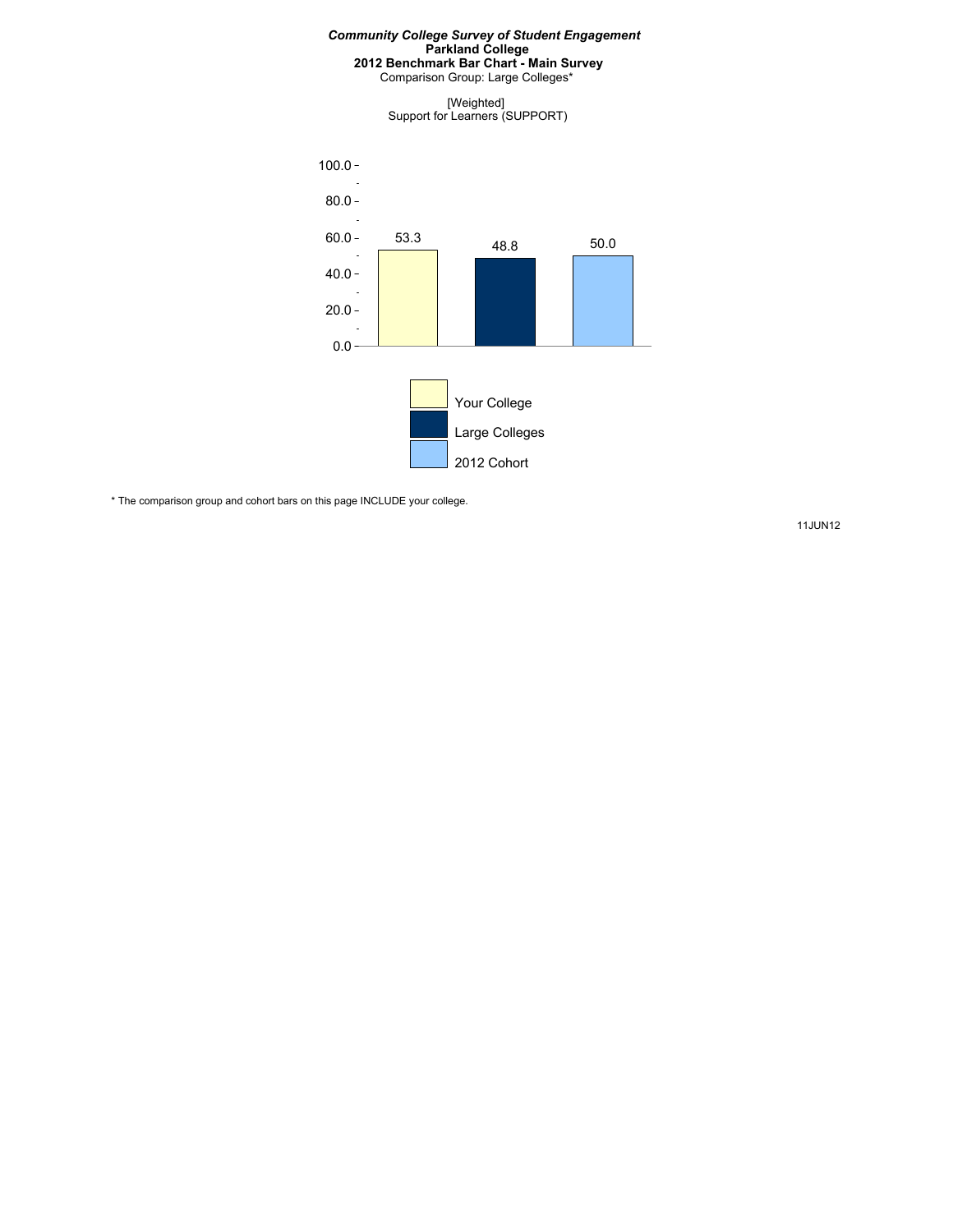***Community College Survey of Student Engagement***
**Parkland College**
**2012 Benchmark Bar Chart - Main Survey**
Comparison Group: Large Colleges*

[Weighted]
Support for Learners (SUPPORT)

| | Your College | Large Colleges | 2012 Cohort |
|---|---|---|---|
| Support for Learners (SUPPORT) | 53.3 | 48.8 | 50.0 |

\* The comparison group and cohort bars on this page INCLUDE your college.

11JUN12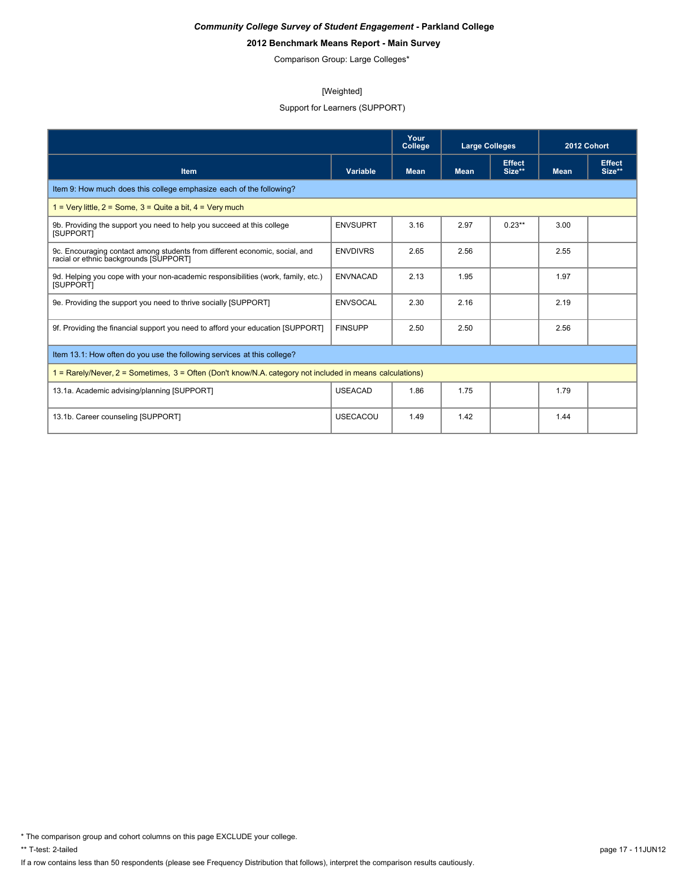***Community College Survey of Student Engagement* - Parkland College**

**2012 Benchmark Means Report - Main Survey**

Comparison Group: Large Colleges*

[Weighted]

Support for Learners (SUPPORT)

| | | Your College | Large Colleges | | 2012 Cohort | |
|---|---|---|---|---|---|---|
| **Item** | **Variable** | **Mean** | **Mean** | **Effect Size**** | **Mean** | **Effect Size**** |
| Item 9: How much does this college emphasize each of the following? | | | | | | |
| 1 = Very little, 2 = Some, 3 = Quite a bit, 4 = Very much | | | | | | |
| 9b. Providing the support you need to help you succeed at this college [SUPPORT] | ENVSUPRT | 3.16 | 2.97 | 0.23** | 3.00 | |
| 9c. Encouraging contact among students from different economic, social, and racial or ethnic backgrounds [SUPPORT] | ENVDIVRS | 2.65 | 2.56 | | 2.55 | |
| 9d. Helping you cope with your non-academic responsibilities (work, family, etc.) [SUPPORT] | ENVNACAD | 2.13 | 1.95 | | 1.97 | |
| 9e. Providing the support you need to thrive socially [SUPPORT] | ENVSOCAL | 2.30 | 2.16 | | 2.19 | |
| 9f. Providing the financial support you need to afford your education [SUPPORT] | FINSUPP | 2.50 | 2.50 | | 2.56 | |
| Item 13.1: How often do you use the following services at this college? | | | | | | |
| 1 = Rarely/Never, 2 = Sometimes, 3 = Often (Don't know/N.A. category not included in means calculations) | | | | | | |
| 13.1a. Academic advising/planning [SUPPORT] | USEACAD | 1.86 | 1.75 | | 1.79 | |
| 13.1b. Career counseling [SUPPORT] | USECACOU | 1.49 | 1.42 | | 1.44 | |

* The comparison group and cohort columns on this page EXCLUDE your college.

** T-test: 2-tailed

If a row contains less than 50 respondents (please see Frequency Distribution that follows), interpret the comparison results cautiously.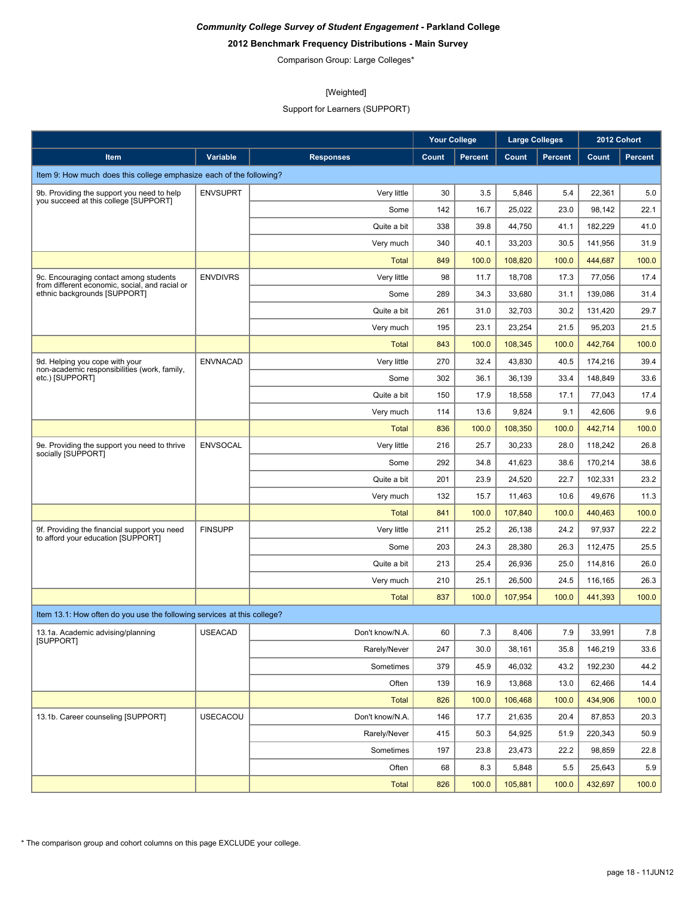*Community College Survey of Student Engagement* **- Parkland College**

**2012 Benchmark Frequency Distributions - Main Survey**

Comparison Group: Large Colleges*

[Weighted]

Support for Learners (SUPPORT)

| | | | Your College | | Large Colleges | | 2012 Cohort | |
|---|---|---|---|---|---|---|---|---|
| **Item** | **Variable** | **Responses** | **Count** | **Percent** | **Count** | **Percent** | **Count** | **Percent** |
| Item 9: How much does this college emphasize each of the following? | | | | | | | | |
| 9b. Providing the support you need to help you succeed at this college [SUPPORT] | ENVSUPRT | Very little | 30 | 3.5 | 5,846 | 5.4 | 22,361 | 5.0 |
| | | Some | 142 | 16.7 | 25,022 | 23.0 | 98,142 | 22.1 |
| | | Quite a bit | 338 | 39.8 | 44,750 | 41.1 | 182,229 | 41.0 |
| | | Very much | 340 | 40.1 | 33,203 | 30.5 | 141,956 | 31.9 |
| | | Total | 849 | 100.0 | 108,820 | 100.0 | 444,687 | 100.0 |
| 9c. Encouraging contact among students from different economic, social, and racial or ethnic backgrounds [SUPPORT] | ENVDIVRS | Very little | 98 | 11.7 | 18,708 | 17.3 | 77,056 | 17.4 |
| | | Some | 289 | 34.3 | 33,680 | 31.1 | 139,086 | 31.4 |
| | | Quite a bit | 261 | 31.0 | 32,703 | 30.2 | 131,420 | 29.7 |
| | | Very much | 195 | 23.1 | 23,254 | 21.5 | 95,203 | 21.5 |
| | | Total | 843 | 100.0 | 108,345 | 100.0 | 442,764 | 100.0 |
| 9d. Helping you cope with your non-academic responsibilities (work, family, etc.) [SUPPORT] | ENVNACAD | Very little | 270 | 32.4 | 43,830 | 40.5 | 174,216 | 39.4 |
| | | Some | 302 | 36.1 | 36,139 | 33.4 | 148,849 | 33.6 |
| | | Quite a bit | 150 | 17.9 | 18,558 | 17.1 | 77,043 | 17.4 |
| | | Very much | 114 | 13.6 | 9,824 | 9.1 | 42,606 | 9.6 |
| | | Total | 836 | 100.0 | 108,350 | 100.0 | 442,714 | 100.0 |
| 9e. Providing the support you need to thrive socially [SUPPORT] | ENVSOCAL | Very little | 216 | 25.7 | 30,233 | 28.0 | 118,242 | 26.8 |
| | | Some | 292 | 34.8 | 41,623 | 38.6 | 170,214 | 38.6 |
| | | Quite a bit | 201 | 23.9 | 24,520 | 22.7 | 102,331 | 23.2 |
| | | Very much | 132 | 15.7 | 11,463 | 10.6 | 49,676 | 11.3 |
| | | Total | 841 | 100.0 | 107,840 | 100.0 | 440,463 | 100.0 |
| 9f. Providing the financial support you need to afford your education [SUPPORT] | FINSUPP | Very little | 211 | 25.2 | 26,138 | 24.2 | 97,937 | 22.2 |
| | | Some | 203 | 24.3 | 28,380 | 26.3 | 112,475 | 25.5 |
| | | Quite a bit | 213 | 25.4 | 26,936 | 25.0 | 114,816 | 26.0 |
| | | Very much | 210 | 25.1 | 26,500 | 24.5 | 116,165 | 26.3 |
| | | Total | 837 | 100.0 | 107,954 | 100.0 | 441,393 | 100.0 |
| Item 13.1: How often do you use the following services at this college? | | | | | | | | |
| 13.1a. Academic advising/planning [SUPPORT] | USEACAD | Don't know/N.A. | 60 | 7.3 | 8,406 | 7.9 | 33,991 | 7.8 |
| | | Rarely/Never | 247 | 30.0 | 38,161 | 35.8 | 146,219 | 33.6 |
| | | Sometimes | 379 | 45.9 | 46,032 | 43.2 | 192,230 | 44.2 |
| | | Often | 139 | 16.9 | 13,868 | 13.0 | 62,466 | 14.4 |
| | | Total | 826 | 100.0 | 106,468 | 100.0 | 434,906 | 100.0 |
| 13.1b. Career counseling [SUPPORT] | USECACOU | Don't know/N.A. | 146 | 17.7 | 21,635 | 20.4 | 87,853 | 20.3 |
| | | Rarely/Never | 415 | 50.3 | 54,925 | 51.9 | 220,343 | 50.9 |
| | | Sometimes | 197 | 23.8 | 23,473 | 22.2 | 98,859 | 22.8 |
| | | Often | 68 | 8.3 | 5,848 | 5.5 | 25,643 | 5.9 |
| | | Total | 826 | 100.0 | 105,881 | 100.0 | 432,697 | 100.0 |

* The comparison group and cohort columns on this page EXCLUDE your college.